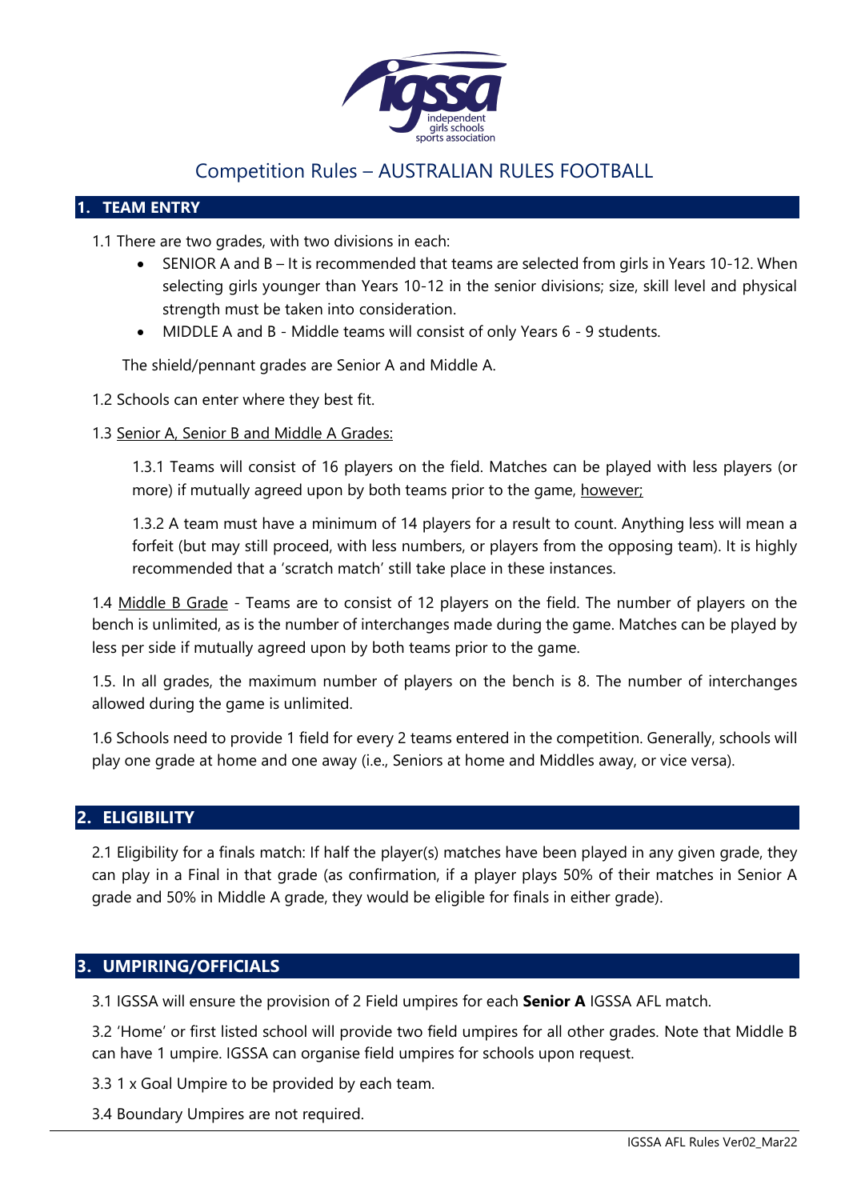# Competition Rules – AUSTRALIAN RULES FOOTBALL

## 1. TEAM ENTRY

1.1 There are two grades, with two divisions in each:

- SENIOR A and B – It is recommended that teams are selected from girls in Years 10-12. When selecting girls younger than Years 10-12 in the senior divisions; size, skill level and physical strength must be taken into consideration.
- MIDDLE A and B - Middle teams will consist of only Years 6 - 9 students.

The shield/pennant grades are Senior A and Middle A.

1.2 Schools can enter where they best fit.

1.3 Senior A, Senior B and Middle A Grades:

1.3.1 Teams will consist of 16 players on the field. Matches can be played with less players (or more) if mutually agreed upon by both teams prior to the game, however;

1.3.2 A team must have a minimum of 14 players for a result to count. Anything less will mean a forfeit (but may still proceed, with less numbers, or players from the opposing team). It is highly recommended that a 'scratch match' still take place in these instances.

1.4 Middle B Grade - Teams are to consist of 12 players on the field. The number of players on the bench is unlimited, as is the number of interchanges made during the game. Matches can be played by less per side if mutually agreed upon by both teams prior to the game.

1.5. In all grades, the maximum number of players on the bench is 8. The number of interchanges allowed during the game is unlimited.

1.6 Schools need to provide 1 field for every 2 teams entered in the competition. Generally, schools will play one grade at home and one away (i.e., Seniors at home and Middles away, or vice versa).

## 2. ELIGIBILITY

2.1 Eligibility for a finals match: If half the player(s) matches have been played in any given grade, they can play in a Final in that grade (as confirmation, if a player plays 50% of their matches in Senior A grade and 50% in Middle A grade, they would be eligible for finals in either grade).

## 3. UMPIRING/OFFICIALS

3.1 IGSSA will ensure the provision of 2 Field umpires for each **Senior A** IGSSA AFL match.

3.2 'Home' or first listed school will provide two field umpires for all other grades. Note that Middle B can have 1 umpire. IGSSA can organise field umpires for schools upon request.

3.3 1 x Goal Umpire to be provided by each team.

3.4 Boundary Umpires are not required.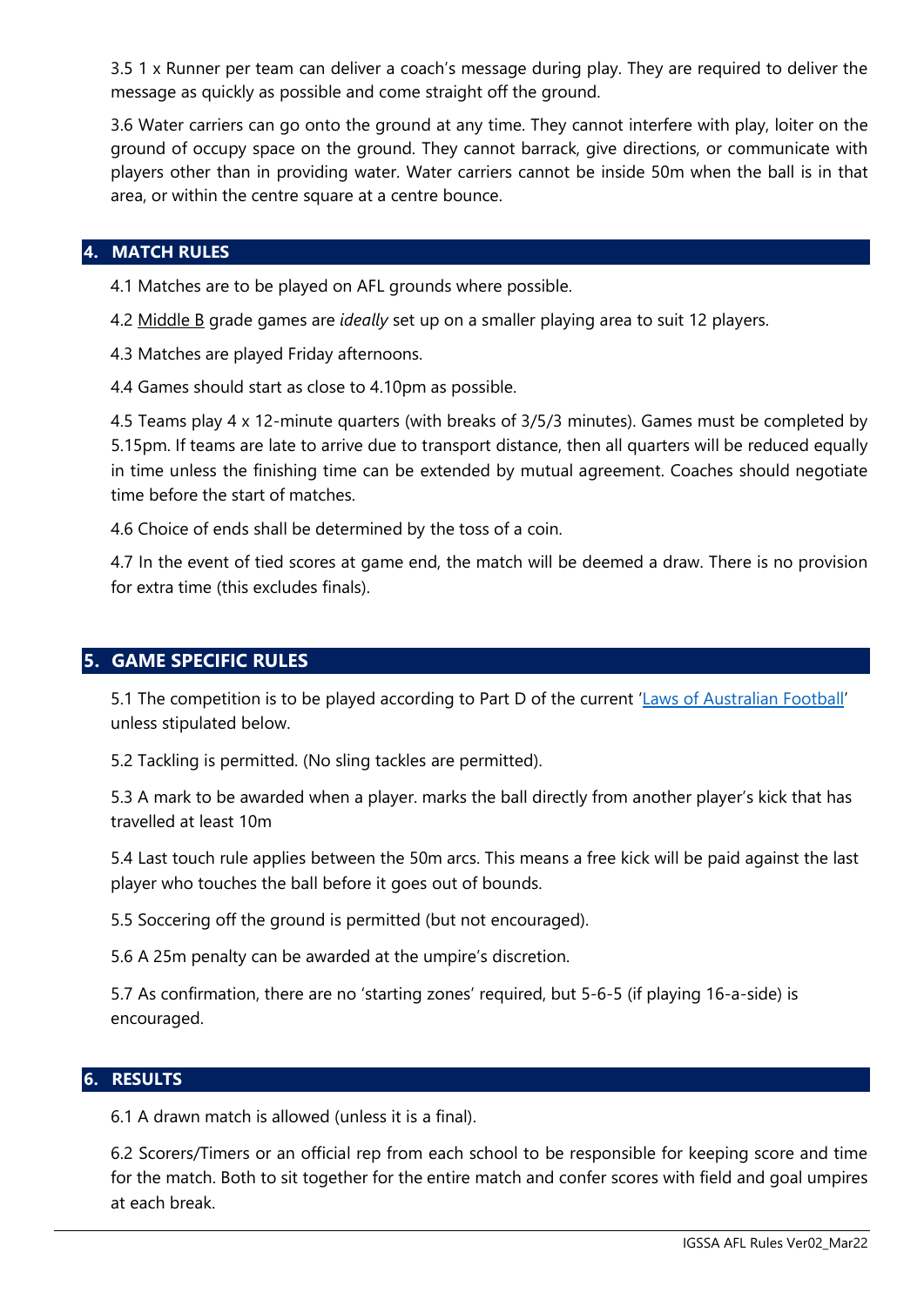3.5 1 x Runner per team can deliver a coach's message during play. They are required to deliver the message as quickly as possible and come straight off the ground.

3.6 Water carriers can go onto the ground at any time. They cannot interfere with play, loiter on the ground of occupy space on the ground. They cannot barrack, give directions, or communicate with players other than in providing water. Water carriers cannot be inside 50m when the ball is in that area, or within the centre square at a centre bounce.

## 4. MATCH RULES

4.1 Matches are to be played on AFL grounds where possible.

4.2 Middle B grade games are *ideally* set up on a smaller playing area to suit 12 players.

4.3 Matches are played Friday afternoons.

4.4 Games should start as close to 4.10pm as possible.

4.5 Teams play 4 x 12-minute quarters (with breaks of 3/5/3 minutes). Games must be completed by 5.15pm. If teams are late to arrive due to transport distance, then all quarters will be reduced equally in time unless the finishing time can be extended by mutual agreement. Coaches should negotiate time before the start of matches.

4.6 Choice of ends shall be determined by the toss of a coin.

4.7 In the event of tied scores at game end, the match will be deemed a draw. There is no provision for extra time (this excludes finals).

## 5. GAME SPECIFIC RULES

5.1 The competition is to be played according to Part D of the current '[Laws of Australian Football]' unless stipulated below.

5.2 Tackling is permitted. (No sling tackles are permitted).

5.3 A mark to be awarded when a player. marks the ball directly from another player's kick that has travelled at least 10m

5.4 Last touch rule applies between the 50m arcs. This means a free kick will be paid against the last player who touches the ball before it goes out of bounds.

5.5 Soccering off the ground is permitted (but not encouraged).

5.6 A 25m penalty can be awarded at the umpire's discretion.

5.7 As confirmation, there are no 'starting zones' required, but 5-6-5 (if playing 16-a-side) is encouraged.

## 6. RESULTS

6.1 A drawn match is allowed (unless it is a final).

6.2 Scorers/Timers or an official rep from each school to be responsible for keeping score and time for the match. Both to sit together for the entire match and confer scores with field and goal umpires at each break.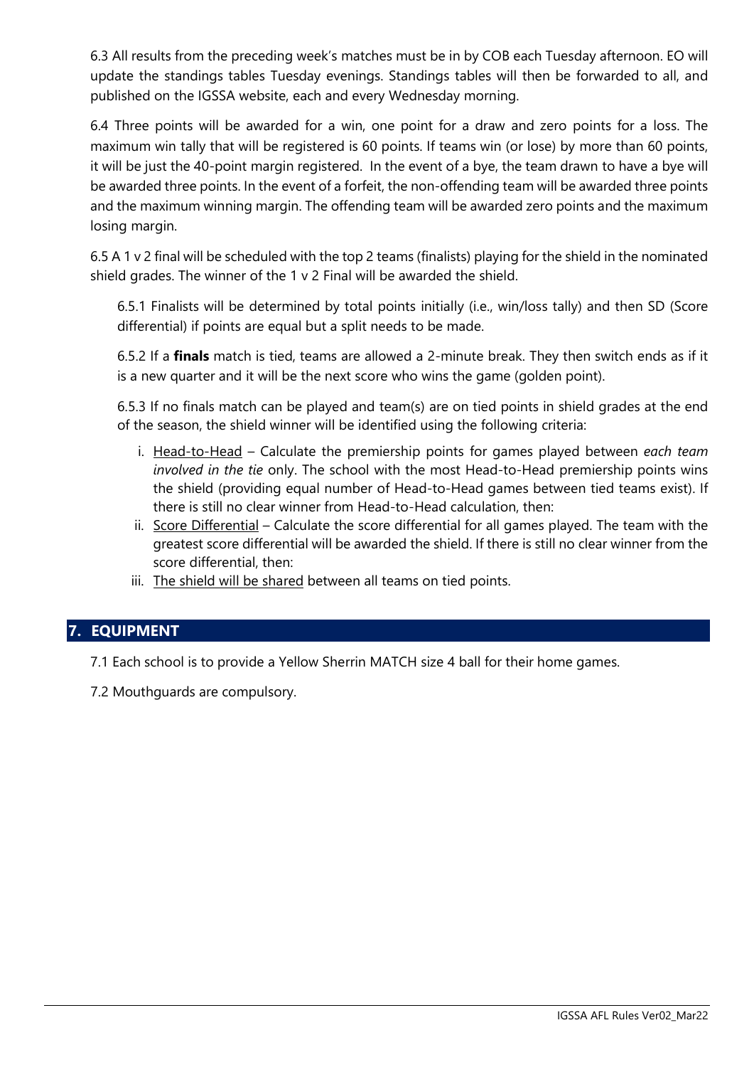6.3 All results from the preceding week's matches must be in by COB each Tuesday afternoon. EO will update the standings tables Tuesday evenings. Standings tables will then be forwarded to all, and published on the IGSSA website, each and every Wednesday morning.

6.4 Three points will be awarded for a win, one point for a draw and zero points for a loss. The maximum win tally that will be registered is 60 points. If teams win (or lose) by more than 60 points, it will be just the 40-point margin registered. In the event of a bye, the team drawn to have a bye will be awarded three points. In the event of a forfeit, the non-offending team will be awarded three points and the maximum winning margin. The offending team will be awarded zero points and the maximum losing margin.

6.5 A 1 v 2 final will be scheduled with the top 2 teams (finalists) playing for the shield in the nominated shield grades. The winner of the 1 v 2 Final will be awarded the shield.

6.5.1 Finalists will be determined by total points initially (i.e., win/loss tally) and then SD (Score differential) if points are equal but a split needs to be made.

6.5.2 If a **finals** match is tied, teams are allowed a 2-minute break. They then switch ends as if it is a new quarter and it will be the next score who wins the game (golden point).

6.5.3 If no finals match can be played and team(s) are on tied points in shield grades at the end of the season, the shield winner will be identified using the following criteria:

i. Head-to-Head – Calculate the premiership points for games played between *each team involved in the tie* only. The school with the most Head-to-Head premiership points wins the shield (providing equal number of Head-to-Head games between tied teams exist). If there is still no clear winner from Head-to-Head calculation, then:
ii. Score Differential – Calculate the score differential for all games played. The team with the greatest score differential will be awarded the shield. If there is still no clear winner from the score differential, then:
iii. The shield will be shared between all teams on tied points.

## 7. EQUIPMENT

7.1 Each school is to provide a Yellow Sherrin MATCH size 4 ball for their home games.

7.2 Mouthguards are compulsory.